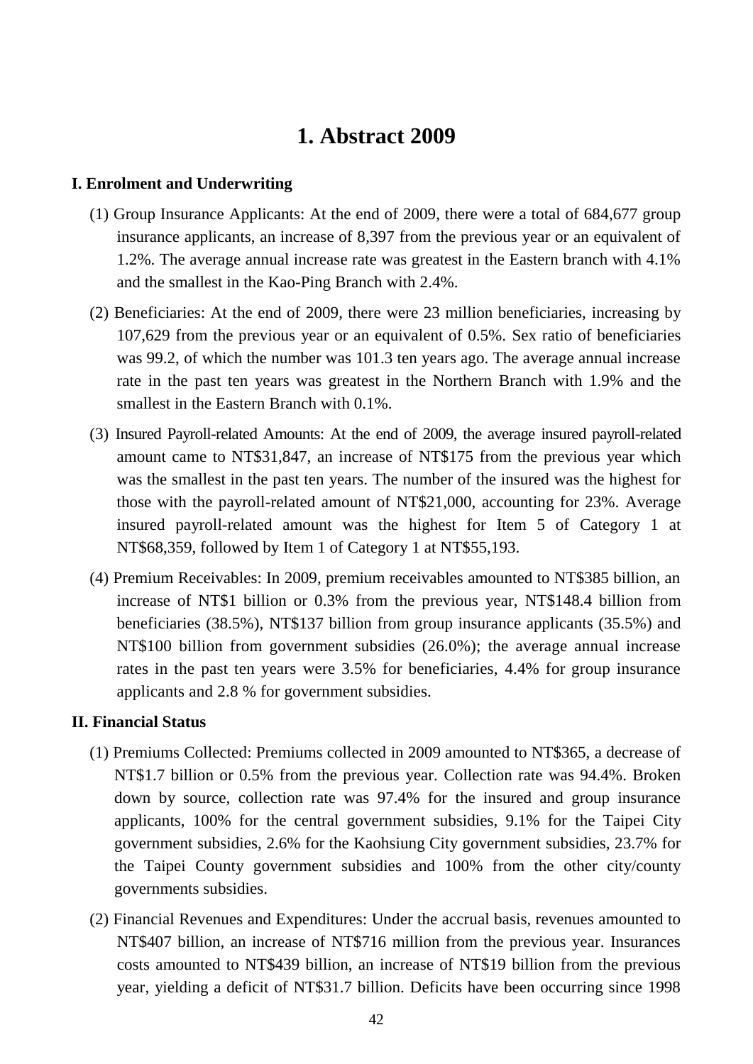# 1. Abstract 2009

## I. Enrolment and Underwriting

(1) Group Insurance Applicants: At the end of 2009, there were a total of 684,677 group insurance applicants, an increase of 8,397 from the previous year or an equivalent of 1.2%. The average annual increase rate was greatest in the Eastern branch with 4.1% and the smallest in the Kao-Ping Branch with 2.4%.

(2) Beneficiaries: At the end of 2009, there were 23 million beneficiaries, increasing by 107,629 from the previous year or an equivalent of 0.5%. Sex ratio of beneficiaries was 99.2, of which the number was 101.3 ten years ago. The average annual increase rate in the past ten years was greatest in the Northern Branch with 1.9% and the smallest in the Eastern Branch with 0.1%.

(3) Insured Payroll-related Amounts: At the end of 2009, the average insured payroll-related amount came to NT$31,847, an increase of NT$175 from the previous year which was the smallest in the past ten years. The number of the insured was the highest for those with the payroll-related amount of NT$21,000, accounting for 23%. Average insured payroll-related amount was the highest for Item 5 of Category 1 at NT$68,359, followed by Item 1 of Category 1 at NT$55,193.

(4) Premium Receivables: In 2009, premium receivables amounted to NT$385 billion, an increase of NT$1 billion or 0.3% from the previous year, NT$148.4 billion from beneficiaries (38.5%), NT$137 billion from group insurance applicants (35.5%) and NT$100 billion from government subsidies (26.0%); the average annual increase rates in the past ten years were 3.5% for beneficiaries, 4.4% for group insurance applicants and 2.8 % for government subsidies.

## II. Financial Status

(1) Premiums Collected: Premiums collected in 2009 amounted to NT$365, a decrease of NT$1.7 billion or 0.5% from the previous year. Collection rate was 94.4%. Broken down by source, collection rate was 97.4% for the insured and group insurance applicants, 100% for the central government subsidies, 9.1% for the Taipei City government subsidies, 2.6% for the Kaohsiung City government subsidies, 23.7% for the Taipei County government subsidies and 100% from the other city/county governments subsidies.

(2) Financial Revenues and Expenditures: Under the accrual basis, revenues amounted to NT$407 billion, an increase of NT$716 million from the previous year. Insurances costs amounted to NT$439 billion, an increase of NT$19 billion from the previous year, yielding a deficit of NT$31.7 billion. Deficits have been occurring since 1998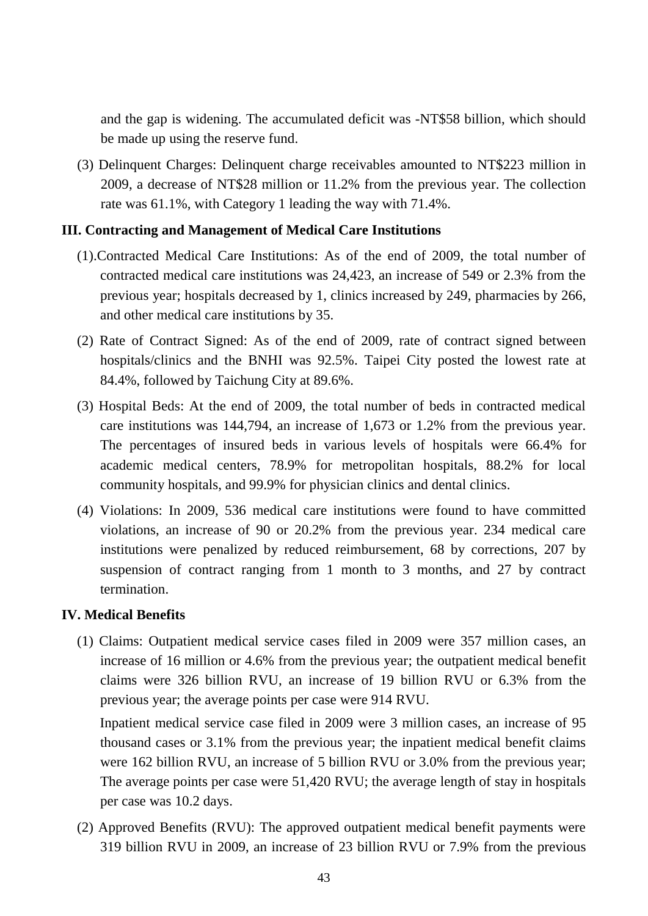and the gap is widening. The accumulated deficit was -NT$58 billion, which should be made up using the reserve fund.

(3) Delinquent Charges: Delinquent charge receivables amounted to NT$223 million in 2009, a decrease of NT$28 million or 11.2% from the previous year. The collection rate was 61.1%, with Category 1 leading the way with 71.4%.

## III. Contracting and Management of Medical Care Institutions

(1).Contracted Medical Care Institutions: As of the end of 2009, the total number of contracted medical care institutions was 24,423, an increase of 549 or 2.3% from the previous year; hospitals decreased by 1, clinics increased by 249, pharmacies by 266, and other medical care institutions by 35.

(2) Rate of Contract Signed: As of the end of 2009, rate of contract signed between hospitals/clinics and the BNHI was 92.5%. Taipei City posted the lowest rate at 84.4%, followed by Taichung City at 89.6%.

(3) Hospital Beds: At the end of 2009, the total number of beds in contracted medical care institutions was 144,794, an increase of 1,673 or 1.2% from the previous year. The percentages of insured beds in various levels of hospitals were 66.4% for academic medical centers, 78.9% for metropolitan hospitals, 88.2% for local community hospitals, and 99.9% for physician clinics and dental clinics.

(4) Violations: In 2009, 536 medical care institutions were found to have committed violations, an increase of 90 or 20.2% from the previous year. 234 medical care institutions were penalized by reduced reimbursement, 68 by corrections, 207 by suspension of contract ranging from 1 month to 3 months, and 27 by contract termination.

## IV. Medical Benefits

(1) Claims: Outpatient medical service cases filed in 2009 were 357 million cases, an increase of 16 million or 4.6% from the previous year; the outpatient medical benefit claims were 326 billion RVU, an increase of 19 billion RVU or 6.3% from the previous year; the average points per case were 914 RVU.

Inpatient medical service case filed in 2009 were 3 million cases, an increase of 95 thousand cases or 3.1% from the previous year; the inpatient medical benefit claims were 162 billion RVU, an increase of 5 billion RVU or 3.0% from the previous year; The average points per case were 51,420 RVU; the average length of stay in hospitals per case was 10.2 days.

(2) Approved Benefits (RVU): The approved outpatient medical benefit payments were 319 billion RVU in 2009, an increase of 23 billion RVU or 7.9% from the previous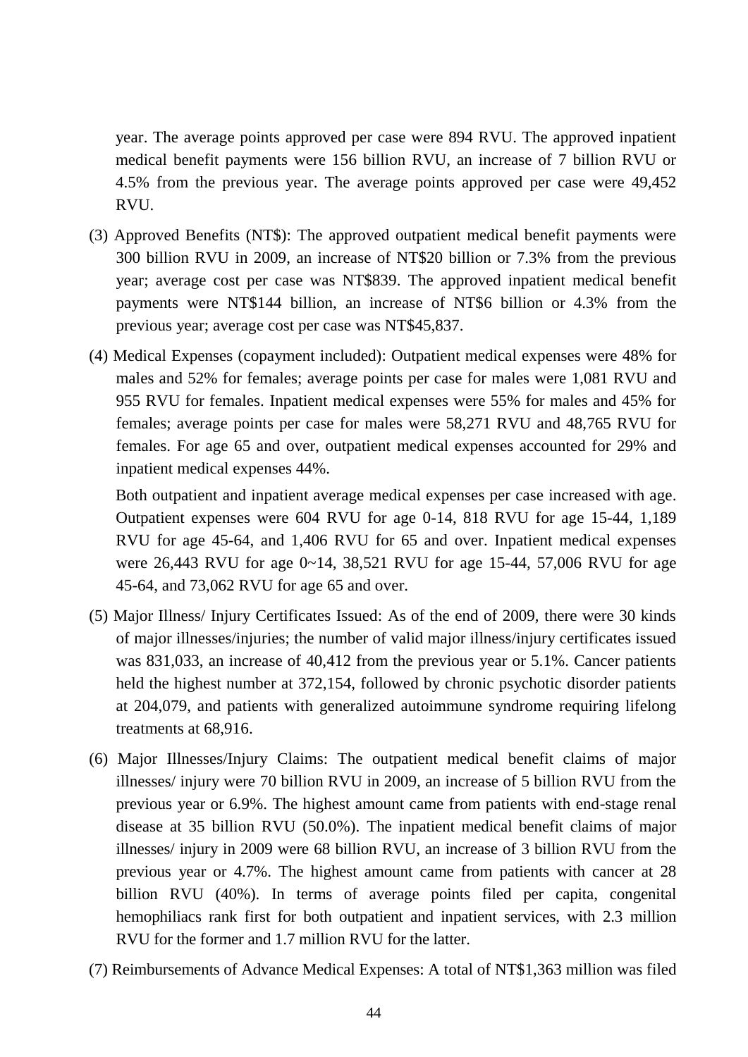year. The average points approved per case were 894 RVU. The approved inpatient medical benefit payments were 156 billion RVU, an increase of 7 billion RVU or 4.5% from the previous year. The average points approved per case were 49,452 RVU.

(3) Approved Benefits (NT$): The approved outpatient medical benefit payments were 300 billion RVU in 2009, an increase of NT$20 billion or 7.3% from the previous year; average cost per case was NT$839. The approved inpatient medical benefit payments were NT$144 billion, an increase of NT$6 billion or 4.3% from the previous year; average cost per case was NT$45,837.

(4) Medical Expenses (copayment included): Outpatient medical expenses were 48% for males and 52% for females; average points per case for males were 1,081 RVU and 955 RVU for females. Inpatient medical expenses were 55% for males and 45% for females; average points per case for males were 58,271 RVU and 48,765 RVU for females. For age 65 and over, outpatient medical expenses accounted for 29% and inpatient medical expenses 44%.

Both outpatient and inpatient average medical expenses per case increased with age. Outpatient expenses were 604 RVU for age 0-14, 818 RVU for age 15-44, 1,189 RVU for age 45-64, and 1,406 RVU for 65 and over. Inpatient medical expenses were 26,443 RVU for age 0~14, 38,521 RVU for age 15-44, 57,006 RVU for age 45-64, and 73,062 RVU for age 65 and over.

(5) Major Illness/ Injury Certificates Issued: As of the end of 2009, there were 30 kinds of major illnesses/injuries; the number of valid major illness/injury certificates issued was 831,033, an increase of 40,412 from the previous year or 5.1%. Cancer patients held the highest number at 372,154, followed by chronic psychotic disorder patients at 204,079, and patients with generalized autoimmune syndrome requiring lifelong treatments at 68,916.

(6) Major Illnesses/Injury Claims: The outpatient medical benefit claims of major illnesses/ injury were 70 billion RVU in 2009, an increase of 5 billion RVU from the previous year or 6.9%. The highest amount came from patients with end-stage renal disease at 35 billion RVU (50.0%). The inpatient medical benefit claims of major illnesses/ injury in 2009 were 68 billion RVU, an increase of 3 billion RVU from the previous year or 4.7%. The highest amount came from patients with cancer at 28 billion RVU (40%). In terms of average points filed per capita, congenital hemophiliacs rank first for both outpatient and inpatient services, with 2.3 million RVU for the former and 1.7 million RVU for the latter.

(7) Reimbursements of Advance Medical Expenses: A total of NT$1,363 million was filed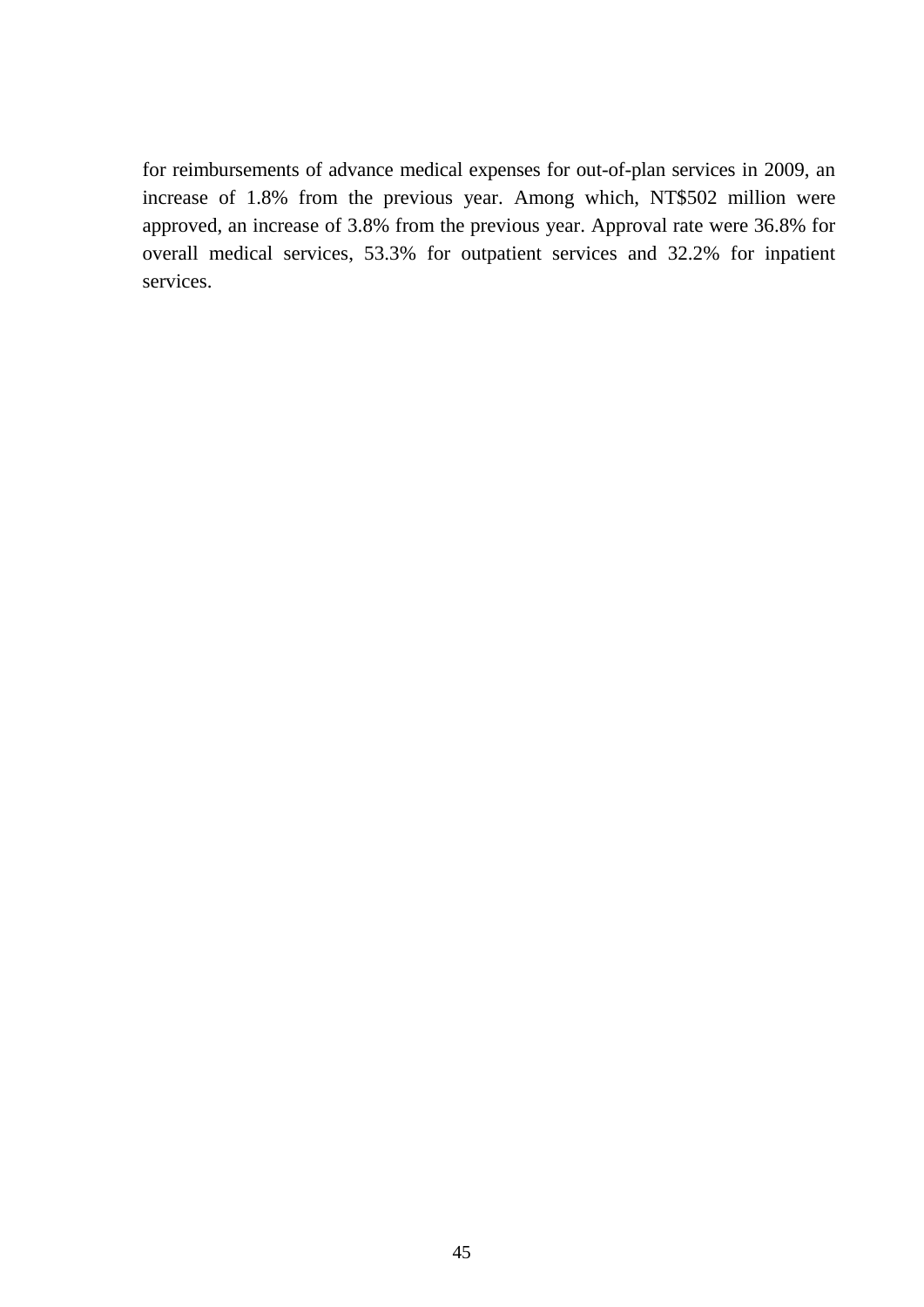for reimbursements of advance medical expenses for out-of-plan services in 2009, an increase of 1.8% from the previous year. Among which, NT$502 million were approved, an increase of 3.8% from the previous year. Approval rate were 36.8% for overall medical services, 53.3% for outpatient services and 32.2% for inpatient services.